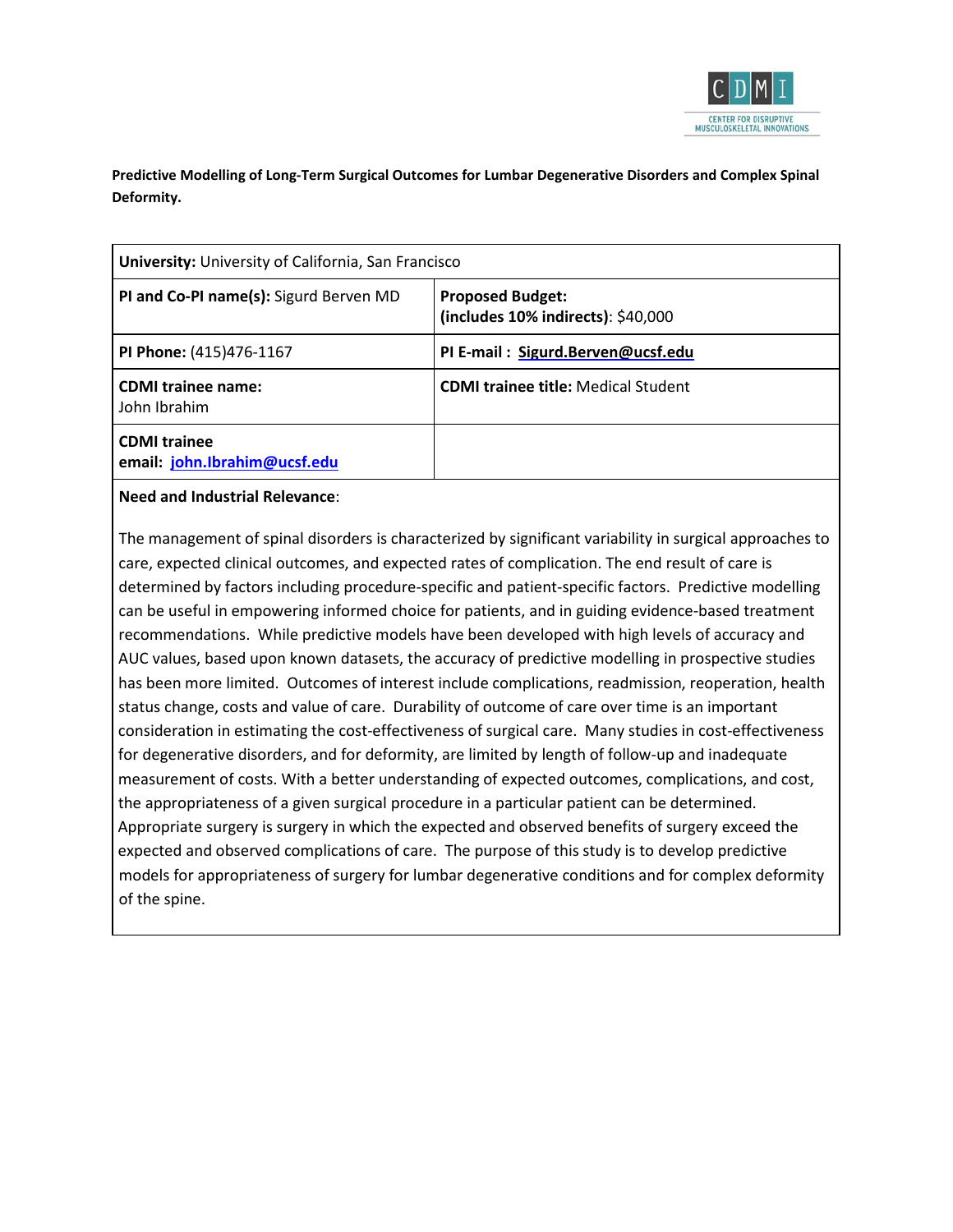CDMI
CENTER FOR DISRUPTIVE MUSCULOSKELETAL INNOVATIONS

**Predictive Modelling of Long-Term Surgical Outcomes for Lumbar Degenerative Disorders and Complex Spinal Deformity.**

| **University:** University of California, San Francisco | |
|---|---|
| **PI and Co-PI name(s):** Sigurd Berven MD | **Proposed Budget: (includes 10% indirects)**: $40,000 |
| **PI Phone:** (415)476-1167 | **PI E-mail :** Sigurd.Berven@ucsf.edu |
| **CDMI trainee name:** John Ibrahim | **CDMI trainee title:** Medical Student |
| **CDMI trainee email:** john.Ibrahim@ucsf.edu | |

**Need and Industrial Relevance**:

The management of spinal disorders is characterized by significant variability in surgical approaches to care, expected clinical outcomes, and expected rates of complication. The end result of care is determined by factors including procedure-specific and patient-specific factors. Predictive modelling can be useful in empowering informed choice for patients, and in guiding evidence-based treatment recommendations. While predictive models have been developed with high levels of accuracy and AUC values, based upon known datasets, the accuracy of predictive modelling in prospective studies has been more limited. Outcomes of interest include complications, readmission, reoperation, health status change, costs and value of care. Durability of outcome of care over time is an important consideration in estimating the cost-effectiveness of surgical care. Many studies in cost-effectiveness for degenerative disorders, and for deformity, are limited by length of follow-up and inadequate measurement of costs. With a better understanding of expected outcomes, complications, and cost, the appropriateness of a given surgical procedure in a particular patient can be determined. Appropriate surgery is surgery in which the expected and observed benefits of surgery exceed the expected and observed complications of care. The purpose of this study is to develop predictive models for appropriateness of surgery for lumbar degenerative conditions and for complex deformity of the spine.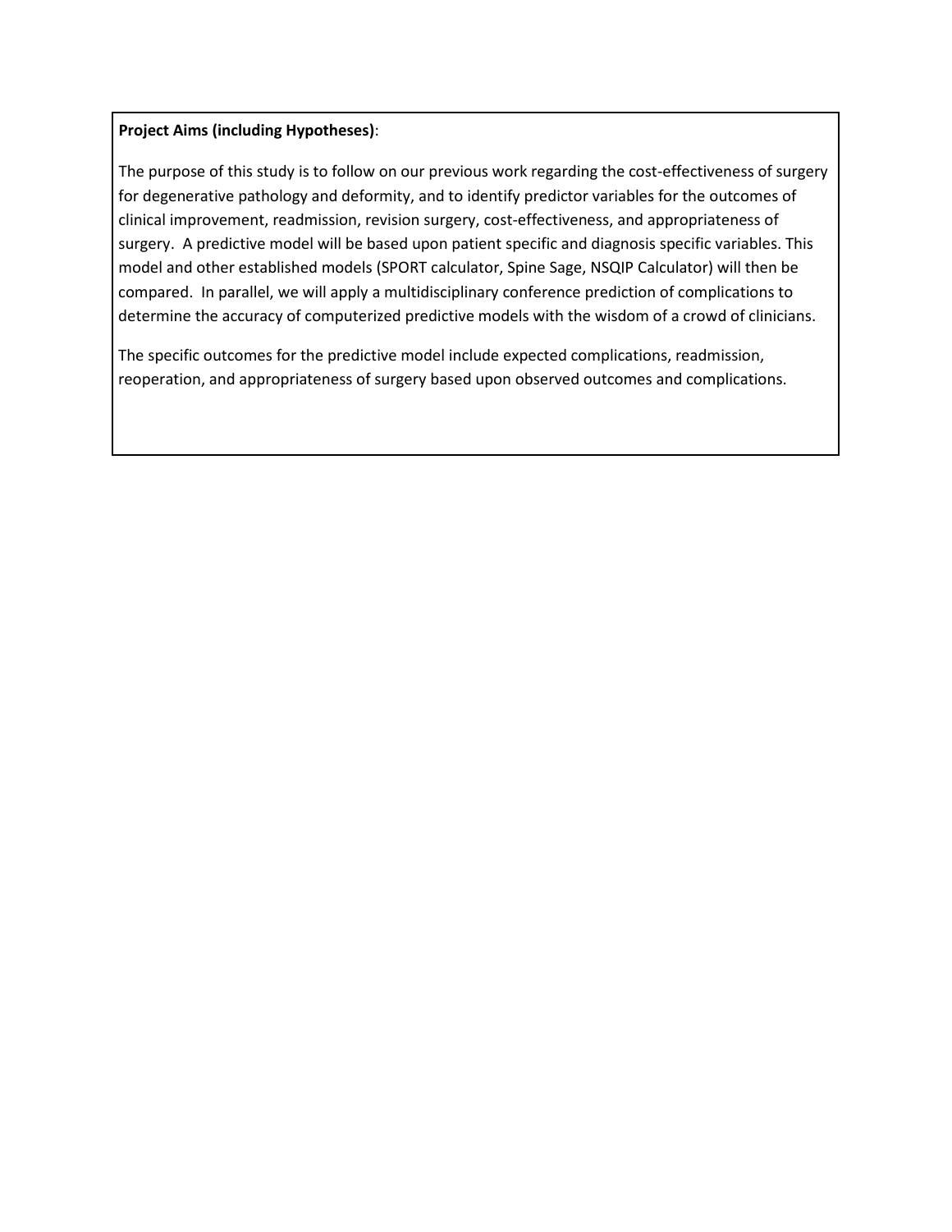**Project Aims (including Hypotheses)**:

The purpose of this study is to follow on our previous work regarding the cost-effectiveness of surgery for degenerative pathology and deformity, and to identify predictor variables for the outcomes of clinical improvement, readmission, revision surgery, cost-effectiveness, and appropriateness of surgery. A predictive model will be based upon patient specific and diagnosis specific variables. This model and other established models (SPORT calculator, Spine Sage, NSQIP Calculator) will then be compared. In parallel, we will apply a multidisciplinary conference prediction of complications to determine the accuracy of computerized predictive models with the wisdom of a crowd of clinicians.

The specific outcomes for the predictive model include expected complications, readmission, reoperation, and appropriateness of surgery based upon observed outcomes and complications.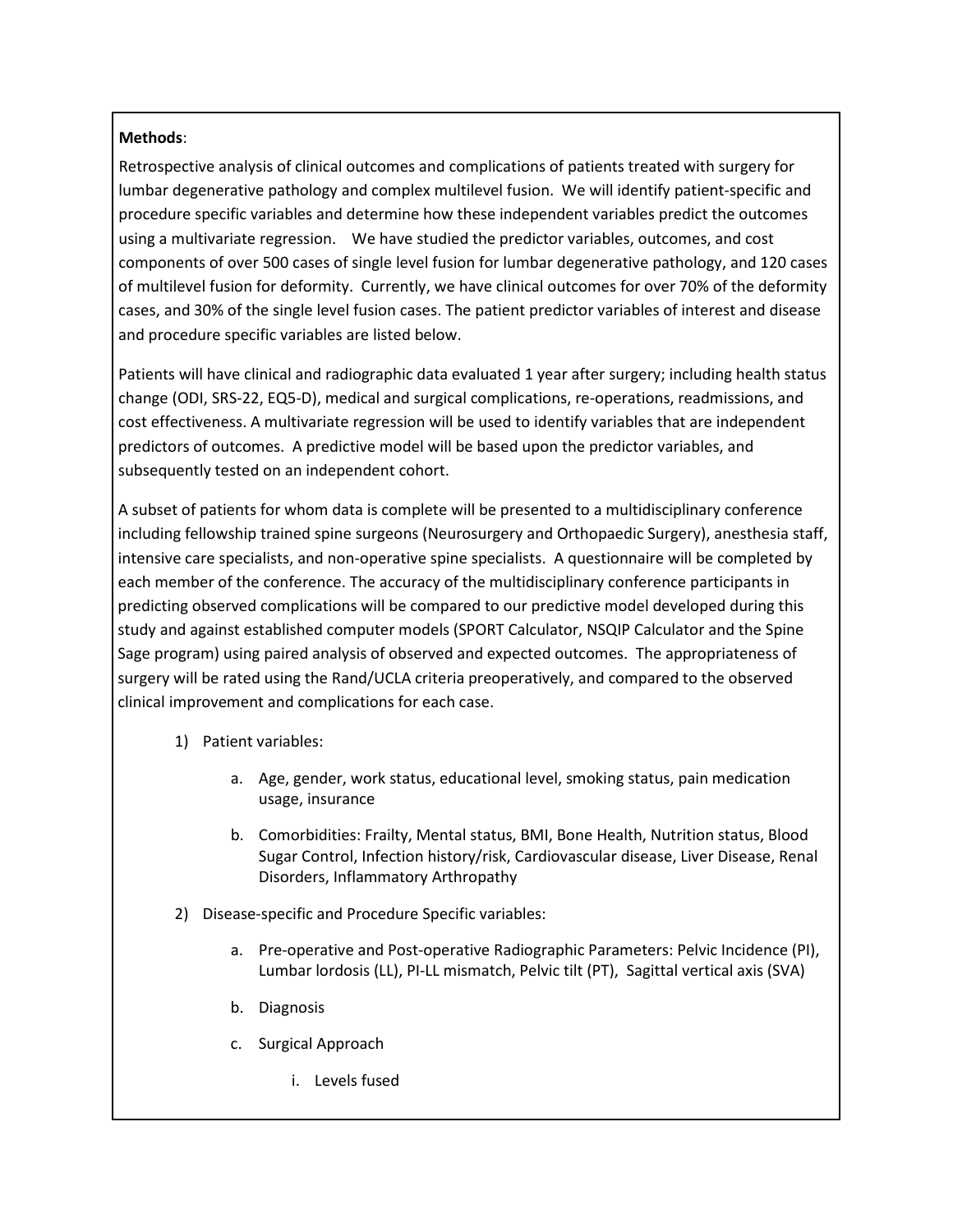**Methods**:

Retrospective analysis of clinical outcomes and complications of patients treated with surgery for lumbar degenerative pathology and complex multilevel fusion. We will identify patient-specific and procedure specific variables and determine how these independent variables predict the outcomes using a multivariate regression. We have studied the predictor variables, outcomes, and cost components of over 500 cases of single level fusion for lumbar degenerative pathology, and 120 cases of multilevel fusion for deformity. Currently, we have clinical outcomes for over 70% of the deformity cases, and 30% of the single level fusion cases. The patient predictor variables of interest and disease and procedure specific variables are listed below.

Patients will have clinical and radiographic data evaluated 1 year after surgery; including health status change (ODI, SRS-22, EQ5-D), medical and surgical complications, re-operations, readmissions, and cost effectiveness. A multivariate regression will be used to identify variables that are independent predictors of outcomes. A predictive model will be based upon the predictor variables, and subsequently tested on an independent cohort.

A subset of patients for whom data is complete will be presented to a multidisciplinary conference including fellowship trained spine surgeons (Neurosurgery and Orthopaedic Surgery), anesthesia staff, intensive care specialists, and non-operative spine specialists. A questionnaire will be completed by each member of the conference. The accuracy of the multidisciplinary conference participants in predicting observed complications will be compared to our predictive model developed during this study and against established computer models (SPORT Calculator, NSQIP Calculator and the Spine Sage program) using paired analysis of observed and expected outcomes. The appropriateness of surgery will be rated using the Rand/UCLA criteria preoperatively, and compared to the observed clinical improvement and complications for each case.

1) Patient variables:
    a. Age, gender, work status, educational level, smoking status, pain medication usage, insurance
    b. Comorbidities: Frailty, Mental status, BMI, Bone Health, Nutrition status, Blood Sugar Control, Infection history/risk, Cardiovascular disease, Liver Disease, Renal Disorders, Inflammatory Arthropathy
2) Disease-specific and Procedure Specific variables:
    a. Pre-operative and Post-operative Radiographic Parameters: Pelvic Incidence (PI), Lumbar lordosis (LL), PI-LL mismatch, Pelvic tilt (PT), Sagittal vertical axis (SVA)
    b. Diagnosis
    c. Surgical Approach
        i. Levels fused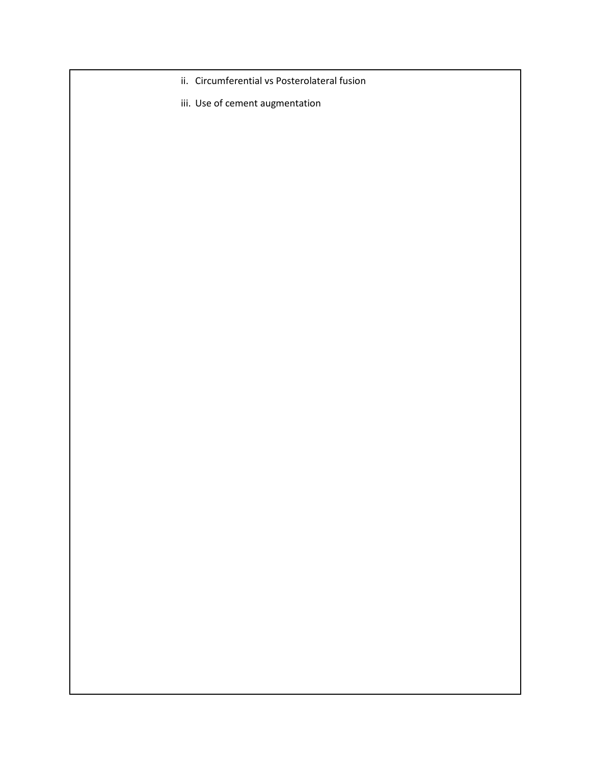ii. Circumferential vs Posterolateral fusion

iii. Use of cement augmentation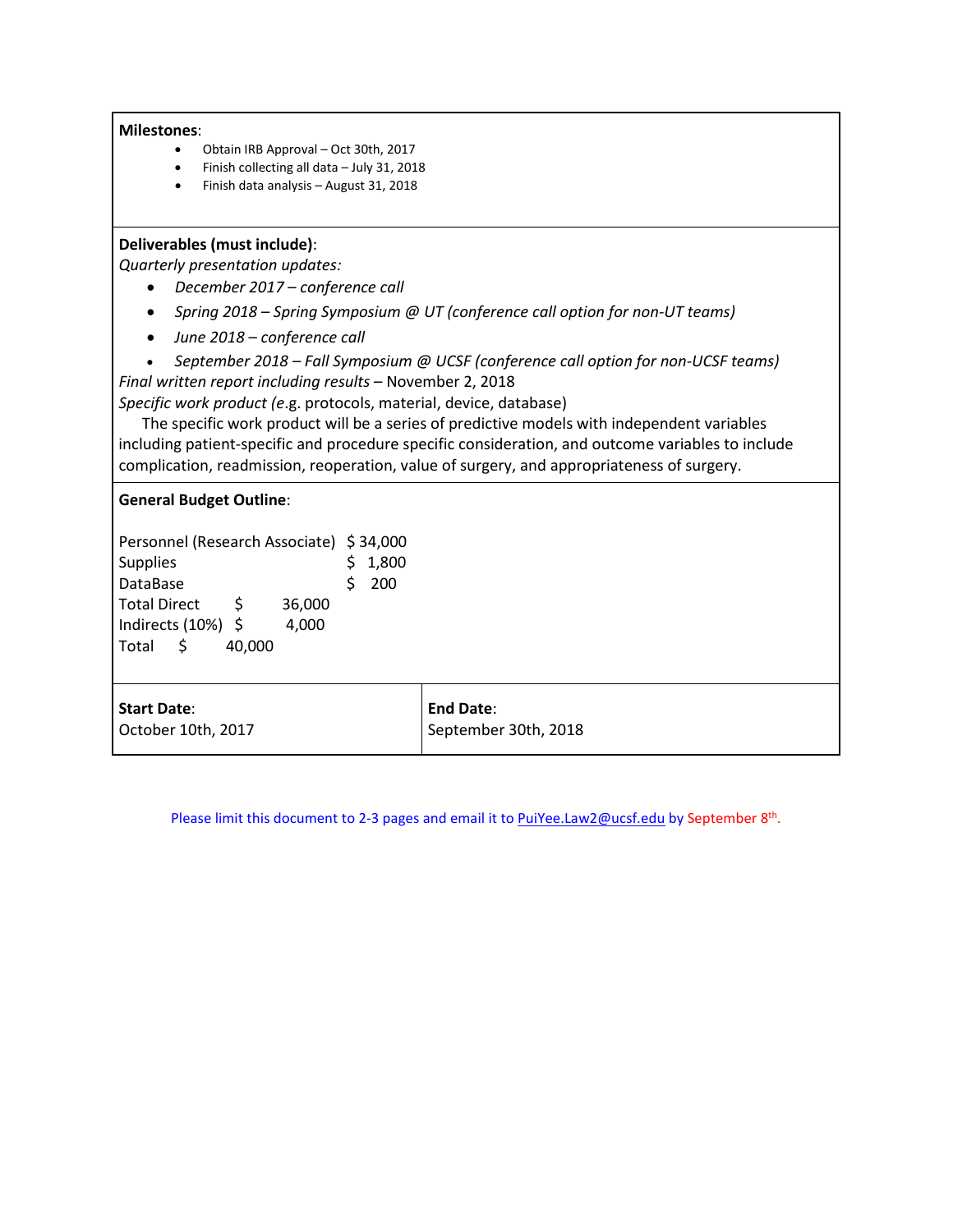**Milestones**:

- Obtain IRB Approval – Oct 30th, 2017
- Finish collecting all data – July 31, 2018
- Finish data analysis – August 31, 2018

**Deliverables (must include)**:

*Quarterly presentation updates:*

- *December 2017 – conference call*
- *Spring 2018 – Spring Symposium @ UT (conference call option for non-UT teams)*
- *June 2018 – conference call*
- *September 2018 – Fall Symposium @ UCSF (conference call option for non-UCSF teams)*

*Final written report including results* – November 2, 2018

*Specific work product (e*.g. protocols, material, device, database)

The specific work product will be a series of predictive models with independent variables including patient-specific and procedure specific consideration, and outcome variables to include complication, readmission, reoperation, value of surgery, and appropriateness of surgery.

**General Budget Outline**:

| | |
|---|---|
| Personnel (Research Associate) | $ 34,000 |
| Supplies | $ 1,800 |
| DataBase | $ 200 |
| Total Direct | $ 36,000 |
| Indirects (10%) | $ 4,000 |
| Total | $ 40,000 |

**Start Date**:
October 10th, 2017

**End Date**:
September 30th, 2018

Please limit this document to 2-3 pages and email it to PuiYee.Law2@ucsf.edu by September 8th.